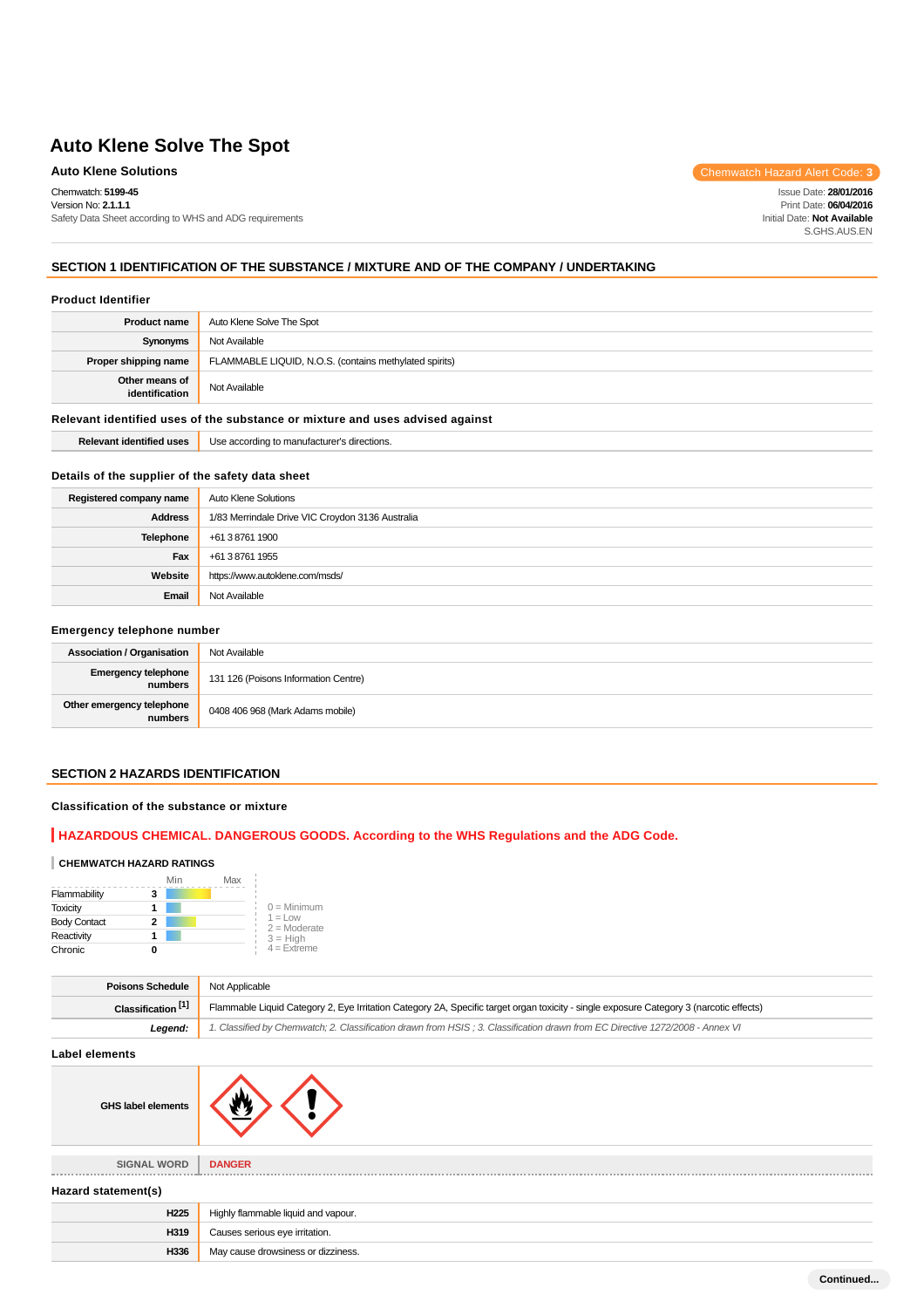# Auto Klene Solve The Spot

## Auto Klene Solutions

Chemwatch Hazard Alert Code: **3**

Chemwatch: **5199-45**
Version No: **2.1.1.1**
Safety Data Sheet according to WHS and ADG requirements

Issue Date: **28/01/2016**
Print Date: **06/04/2016**
Initial Date: **Not Available**
S.GHS.AUS.EN

## SECTION 1 IDENTIFICATION OF THE SUBSTANCE / MIXTURE AND OF THE COMPANY / UNDERTAKING

### Product Identifier

| | |
|---|---|
| **Product name** | Auto Klene Solve The Spot |
| **Synonyms** | Not Available |
| **Proper shipping name** | FLAMMABLE LIQUID, N.O.S. (contains methylated spirits) |
| **Other means of identification** | Not Available |

### Relevant identified uses of the substance or mixture and uses advised against

| | |
|---|---|
| **Relevant identified uses** | Use according to manufacturer's directions. |

### Details of the supplier of the safety data sheet

| | |
|---|---|
| **Registered company name** | Auto Klene Solutions |
| **Address** | 1/83 Merrindale Drive VIC Croydon 3136 Australia |
| **Telephone** | +61 3 8761 1900 |
| **Fax** | +61 3 8761 1955 |
| **Website** | https://www.autoklene.com/msds/ |
| **Email** | Not Available |

### Emergency telephone number

| | |
|---|---|
| **Association / Organisation** | Not Available |
| **Emergency telephone numbers** | 131 126 (Poisons Information Centre) |
| **Other emergency telephone numbers** | 0408 406 968 (Mark Adams mobile) |

## SECTION 2 HAZARDS IDENTIFICATION

### Classification of the substance or mixture

**HAZARDOUS CHEMICAL. DANGEROUS GOODS. According to the WHS Regulations and the ADG Code.**

**CHEMWATCH HAZARD RATINGS**

| | Rating |
|---|---|
| Flammability | 3 |
| Toxicity | 1 |
| Body Contact | 2 |
| Reactivity | 1 |
| Chronic | 0 |

0 = Minimum
1 = Low
2 = Moderate
3 = High
4 = Extreme

| | |
|---|---|
| **Poisons Schedule** | Not Applicable |
| **Classification [1]** | Flammable Liquid Category 2, Eye Irritation Category 2A, Specific target organ toxicity - single exposure Category 3 (narcotic effects) |
| ***Legend:*** | *1. Classified by Chemwatch; 2. Classification drawn from HSIS ; 3. Classification drawn from EC Directive 1272/2008 - Annex VI* |

### Label elements

| | |
|---|---|
| **GHS label elements** | |
| **SIGNAL WORD** | **DANGER** |

### Hazard statement(s)

| | |
|---|---|
| **H225** | Highly flammable liquid and vapour. |
| **H319** | Causes serious eye irritation. |
| **H336** | May cause drowsiness or dizziness. |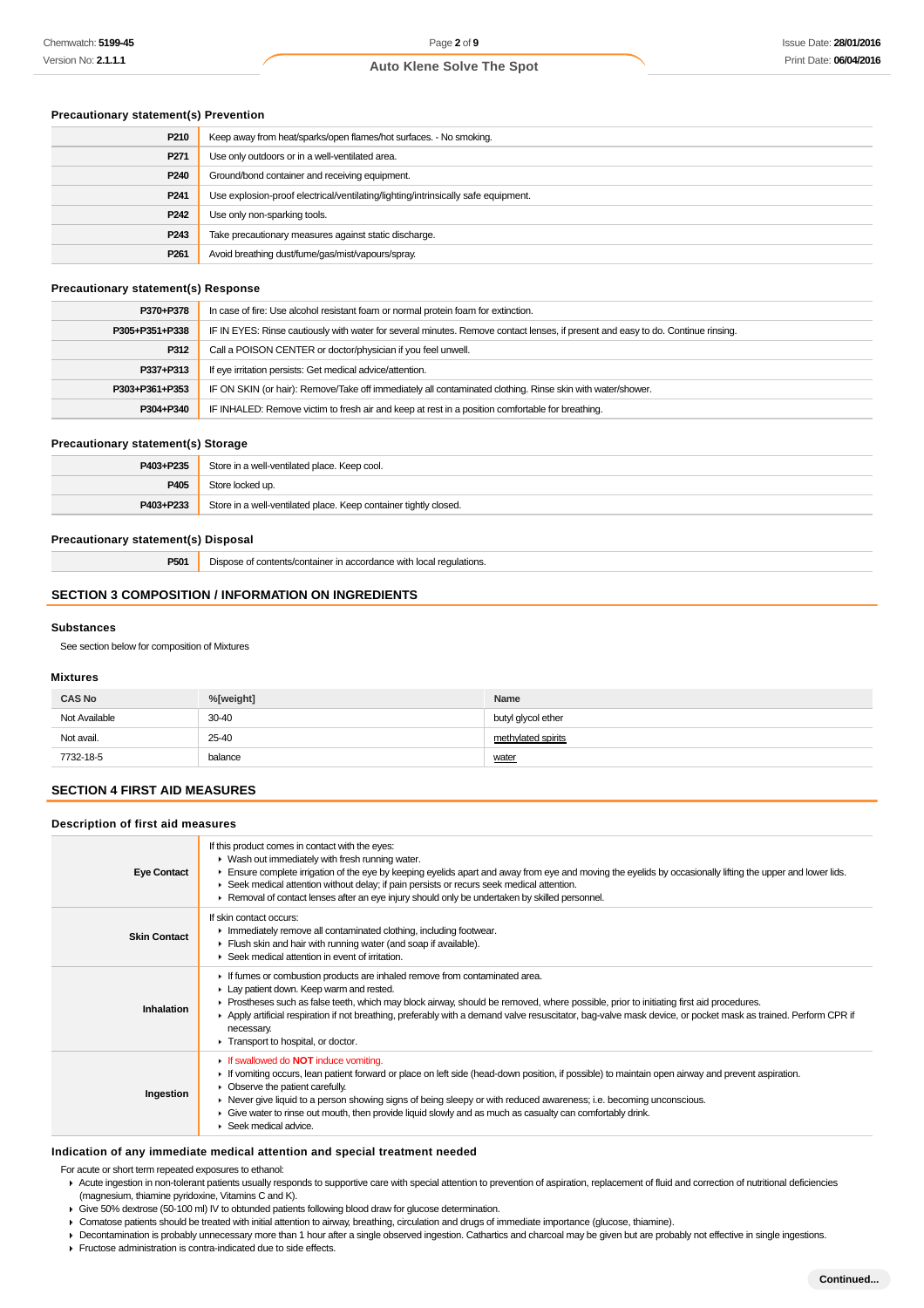### Precautionary statement(s) Prevention

| | |
|---|---|
| P210 | Keep away from heat/sparks/open flames/hot surfaces. - No smoking. |
| P271 | Use only outdoors or in a well-ventilated area. |
| P240 | Ground/bond container and receiving equipment. |
| P241 | Use explosion-proof electrical/ventilating/lighting/intrinsically safe equipment. |
| P242 | Use only non-sparking tools. |
| P243 | Take precautionary measures against static discharge. |
| P261 | Avoid breathing dust/fume/gas/mist/vapours/spray. |

### Precautionary statement(s) Response

| | |
|---|---|
| P370+P378 | In case of fire: Use alcohol resistant foam or normal protein foam for extinction. |
| P305+P351+P338 | IF IN EYES: Rinse cautiously with water for several minutes. Remove contact lenses, if present and easy to do. Continue rinsing. |
| P312 | Call a POISON CENTER or doctor/physician if you feel unwell. |
| P337+P313 | If eye irritation persists: Get medical advice/attention. |
| P303+P361+P353 | IF ON SKIN (or hair): Remove/Take off immediately all contaminated clothing. Rinse skin with water/shower. |
| P304+P340 | IF INHALED: Remove victim to fresh air and keep at rest in a position comfortable for breathing. |

### Precautionary statement(s) Storage

| | |
|---|---|
| P403+P235 | Store in a well-ventilated place. Keep cool. |
| P405 | Store locked up. |
| P403+P233 | Store in a well-ventilated place. Keep container tightly closed. |

### Precautionary statement(s) Disposal

| | |
|---|---|
| P501 | Dispose of contents/container in accordance with local regulations. |

## SECTION 3 COMPOSITION / INFORMATION ON INGREDIENTS

### Substances

See section below for composition of Mixtures

### Mixtures

| CAS No | %[weight] | Name |
|---|---|---|
| Not Available | 30-40 | butyl glycol ether |
| Not avail. | 25-40 | methylated spirits |
| 7732-18-5 | balance | water |

## SECTION 4 FIRST AID MEASURES

### Description of first aid measures

| | |
|---|---|
| **Eye Contact** | If this product comes in contact with the eyes:<br>▸ Wash out immediately with fresh running water.<br>▸ Ensure complete irrigation of the eye by keeping eyelids apart and away from eye and moving the eyelids by occasionally lifting the upper and lower lids.<br>▸ Seek medical attention without delay; if pain persists or recurs seek medical attention.<br>▸ Removal of contact lenses after an eye injury should only be undertaken by skilled personnel. |
| **Skin Contact** | If skin contact occurs:<br>▸ Immediately remove all contaminated clothing, including footwear.<br>▸ Flush skin and hair with running water (and soap if available).<br>▸ Seek medical attention in event of irritation. |
| **Inhalation** | ▸ If fumes or combustion products are inhaled remove from contaminated area.<br>▸ Lay patient down. Keep warm and rested.<br>▸ Prostheses such as false teeth, which may block airway, should be removed, where possible, prior to initiating first aid procedures.<br>▸ Apply artificial respiration if not breathing, preferably with a demand valve resuscitator, bag-valve mask device, or pocket mask as trained. Perform CPR if necessary.<br>▸ Transport to hospital, or doctor. |
| **Ingestion** | ▸ If swallowed do **NOT** induce vomiting.<br>▸ If vomiting occurs, lean patient forward or place on left side (head-down position, if possible) to maintain open airway and prevent aspiration.<br>▸ Observe the patient carefully.<br>▸ Never give liquid to a person showing signs of being sleepy or with reduced awareness; i.e. becoming unconscious.<br>▸ Give water to rinse out mouth, then provide liquid slowly and as much as casualty can comfortably drink.<br>▸ Seek medical advice. |

### Indication of any immediate medical attention and special treatment needed

For acute or short term repeated exposures to ethanol:

- Acute ingestion in non-tolerant patients usually responds to supportive care with special attention to prevention of aspiration, replacement of fluid and correction of nutritional deficiencies (magnesium, thiamine pyridoxine, Vitamins C and K).
- Give 50% dextrose (50-100 ml) IV to obtunded patients following blood draw for glucose determination.
- Comatose patients should be treated with initial attention to airway, breathing, circulation and drugs of immediate importance (glucose, thiamine).
- Decontamination is probably unnecessary more than 1 hour after a single observed ingestion. Cathartics and charcoal may be given but are probably not effective in single ingestions.
- Fructose administration is contra-indicated due to side effects.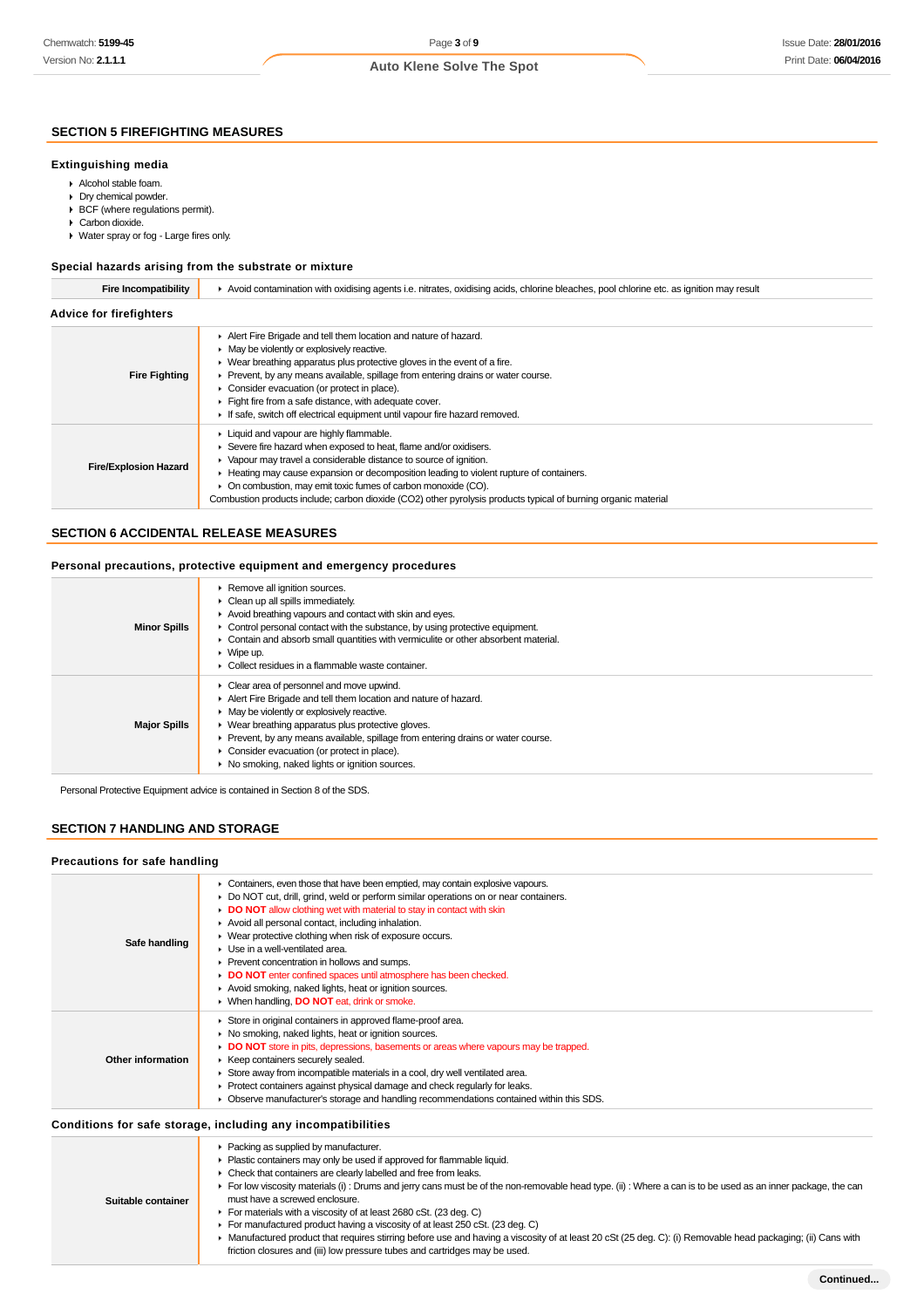## SECTION 5 FIREFIGHTING MEASURES

### Extinguishing media

- Alcohol stable foam.
- Dry chemical powder.
- BCF (where regulations permit).
- Carbon dioxide.
- Water spray or fog - Large fires only.

### Special hazards arising from the substrate or mixture

| | |
|---|---|
| **Fire Incompatibility** | Avoid contamination with oxidising agents i.e. nitrates, oxidising acids, chlorine bleaches, pool chlorine etc. as ignition may result |

### Advice for firefighters

| | |
|---|---|
| **Fire Fighting** | - Alert Fire Brigade and tell them location and nature of hazard.<br>- May be violently or explosively reactive.<br>- Wear breathing apparatus plus protective gloves in the event of a fire.<br>- Prevent, by any means available, spillage from entering drains or water course.<br>- Consider evacuation (or protect in place).<br>- Fight fire from a safe distance, with adequate cover.<br>- If safe, switch off electrical equipment until vapour fire hazard removed. |
| **Fire/Explosion Hazard** | - Liquid and vapour are highly flammable.<br>- Severe fire hazard when exposed to heat, flame and/or oxidisers.<br>- Vapour may travel a considerable distance to source of ignition.<br>- Heating may cause expansion or decomposition leading to violent rupture of containers.<br>- On combustion, may emit toxic fumes of carbon monoxide (CO).<br>Combustion products include; carbon dioxide ($CO_2$) other pyrolysis products typical of burning organic material |

## SECTION 6 ACCIDENTAL RELEASE MEASURES

### Personal precautions, protective equipment and emergency procedures

| | |
|---|---|
| **Minor Spills** | - Remove all ignition sources.<br>- Clean up all spills immediately.<br>- Avoid breathing vapours and contact with skin and eyes.<br>- Control personal contact with the substance, by using protective equipment.<br>- Contain and absorb small quantities with vermiculite or other absorbent material.<br>- Wipe up.<br>- Collect residues in a flammable waste container. |
| **Major Spills** | - Clear area of personnel and move upwind.<br>- Alert Fire Brigade and tell them location and nature of hazard.<br>- May be violently or explosively reactive.<br>- Wear breathing apparatus plus protective gloves.<br>- Prevent, by any means available, spillage from entering drains or water course.<br>- Consider evacuation (or protect in place).<br>- No smoking, naked lights or ignition sources. |

Personal Protective Equipment advice is contained in Section 8 of the SDS.

## SECTION 7 HANDLING AND STORAGE

### Precautions for safe handling

| | |
|---|---|
| **Safe handling** | - Containers, even those that have been emptied, may contain explosive vapours.<br>- Do NOT cut, drill, grind, weld or perform similar operations on or near containers.<br>- **DO NOT** allow clothing wet with material to stay in contact with skin<br>- Avoid all personal contact, including inhalation.<br>- Wear protective clothing when risk of exposure occurs.<br>- Use in a well-ventilated area.<br>- Prevent concentration in hollows and sumps.<br>- **DO NOT** enter confined spaces until atmosphere has been checked.<br>- Avoid smoking, naked lights, heat or ignition sources.<br>- When handling, **DO NOT** eat, drink or smoke. |
| **Other information** | - Store in original containers in approved flame-proof area.<br>- No smoking, naked lights, heat or ignition sources.<br>- **DO NOT** store in pits, depressions, basements or areas where vapours may be trapped.<br>- Keep containers securely sealed.<br>- Store away from incompatible materials in a cool, dry well ventilated area.<br>- Protect containers against physical damage and check regularly for leaks.<br>- Observe manufacturer's storage and handling recommendations contained within this SDS. |

### Conditions for safe storage, including any incompatibilities

| | |
|---|---|
| **Suitable container** | - Packing as supplied by manufacturer.<br>- Plastic containers may only be used if approved for flammable liquid.<br>- Check that containers are clearly labelled and free from leaks.<br>- For low viscosity materials (i) : Drums and jerry cans must be of the non-removable head type. (ii) : Where a can is to be used as an inner package, the can must have a screwed enclosure.<br>- For materials with a viscosity of at least 2680 cSt. (23 deg. C)<br>- For manufactured product having a viscosity of at least 250 cSt. (23 deg. C)<br>- Manufactured product that requires stirring before use and having a viscosity of at least 20 cSt (25 deg. C): (i) Removable head packaging; (ii) Cans with friction closures and (iii) low pressure tubes and cartridges may be used. |

Continued...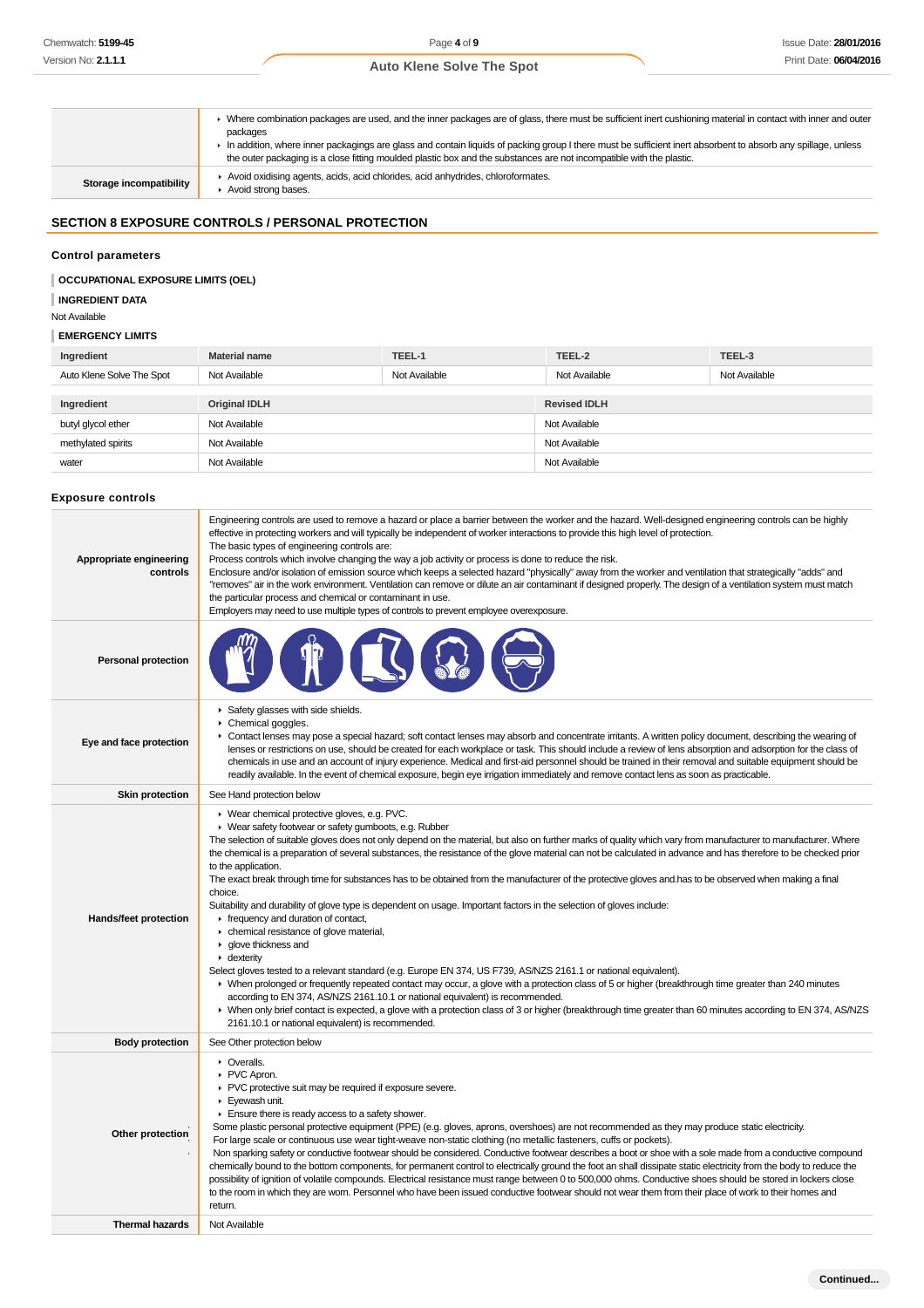|  |  |
|---|---|
|  | - Where combination packages are used, and the inner packages are of glass, there must be sufficient inert cushioning material in contact with inner and outer packages<br>- In addition, where inner packagings are glass and contain liquids of packing group I there must be sufficient inert absorbent to absorb any spillage, unless the outer packaging is a close fitting moulded plastic box and the substances are not incompatible with the plastic. |
| **Storage incompatibility** | - Avoid oxidising agents, acids, acid chlorides, acid anhydrides, chloroformates.<br>- Avoid strong bases. |

## SECTION 8 EXPOSURE CONTROLS / PERSONAL PROTECTION

### Control parameters

**OCCUPATIONAL EXPOSURE LIMITS (OEL)**

**INGREDIENT DATA**

Not Available

**EMERGENCY LIMITS**

| Ingredient | Material name | TEEL-1 | TEEL-2 | TEEL-3 |
|---|---|---|---|---|
| Auto Klene Solve The Spot | Not Available | Not Available | Not Available | Not Available |

| Ingredient | Original IDLH | Revised IDLH |
|---|---|---|
| butyl glycol ether | Not Available | Not Available |
| methylated spirits | Not Available | Not Available |
| water | Not Available | Not Available |

### Exposure controls

|  |  |
|---|---|
| **Appropriate engineering controls** | Engineering controls are used to remove a hazard or place a barrier between the worker and the hazard. Well-designed engineering controls can be highly effective in protecting workers and will typically be independent of worker interactions to provide this high level of protection.<br>The basic types of engineering controls are:<br>Process controls which involve changing the way a job activity or process is done to reduce the risk.<br>Enclosure and/or isolation of emission source which keeps a selected hazard "physically" away from the worker and ventilation that strategically "adds" and "removes" air in the work environment. Ventilation can remove or dilute an air contaminant if designed properly. The design of a ventilation system must match the particular process and chemical or contaminant in use.<br>Employers may need to use multiple types of controls to prevent employee overexposure. |
| **Personal protection** |  |
| **Eye and face protection** | - Safety glasses with side shields.<br>- Chemical goggles.<br>- Contact lenses may pose a special hazard; soft contact lenses may absorb and concentrate irritants. A written policy document, describing the wearing of lenses or restrictions on use, should be created for each workplace or task. This should include a review of lens absorption and adsorption for the class of chemicals in use and an account of injury experience. Medical and first-aid personnel should be trained in their removal and suitable equipment should be readily available. In the event of chemical exposure, begin eye irrigation immediately and remove contact lens as soon as practicable. |
| **Skin protection** | See Hand protection below |
| **Hands/feet protection** | - Wear chemical protective gloves, e.g. PVC.<br>- Wear safety footwear or safety gumboots, e.g. Rubber<br>The selection of suitable gloves does not only depend on the material, but also on further marks of quality which vary from manufacturer to manufacturer. Where the chemical is a preparation of several substances, the resistance of the glove material can not be calculated in advance and has therefore to be checked prior to the application.<br>The exact break through time for substances has to be obtained from the manufacturer of the protective gloves and.has to be observed when making a final choice.<br>Suitability and durability of glove type is dependent on usage. Important factors in the selection of gloves include:<br>- frequency and duration of contact,<br>- chemical resistance of glove material,<br>- glove thickness and<br>- dexterity<br>Select gloves tested to a relevant standard (e.g. Europe EN 374, US F739, AS/NZS 2161.1 or national equivalent).<br>- When prolonged or frequently repeated contact may occur, a glove with a protection class of 5 or higher (breakthrough time greater than 240 minutes according to EN 374, AS/NZS 2161.10.1 or national equivalent) is recommended.<br>- When only brief contact is expected, a glove with a protection class of 3 or higher (breakthrough time greater than 60 minutes according to EN 374, AS/NZS 2161.10.1 or national equivalent) is recommended. |
| **Body protection** | See Other protection below |
| **Other protection** | - Overalls.<br>- PVC Apron.<br>- PVC protective suit may be required if exposure severe.<br>- Eyewash unit.<br>- Ensure there is ready access to a safety shower.<br>Some plastic personal protective equipment (PPE) (e.g. gloves, aprons, overshoes) are not recommended as they may produce static electricity.<br>For large scale or continuous use wear tight-weave non-static clothing (no metallic fasteners, cuffs or pockets).<br>Non sparking safety or conductive footwear should be considered. Conductive footwear describes a boot or shoe with a sole made from a conductive compound chemically bound to the bottom components, for permanent control to electrically ground the foot an shall dissipate static electricity from the body to reduce the possibility of ignition of volatile compounds. Electrical resistance must range between 0 to 500,000 ohms. Conductive shoes should be stored in lockers close to the room in which they are worn. Personnel who have been issued conductive footwear should not wear them from their place of work to their homes and return. |
| **Thermal hazards** | Not Available |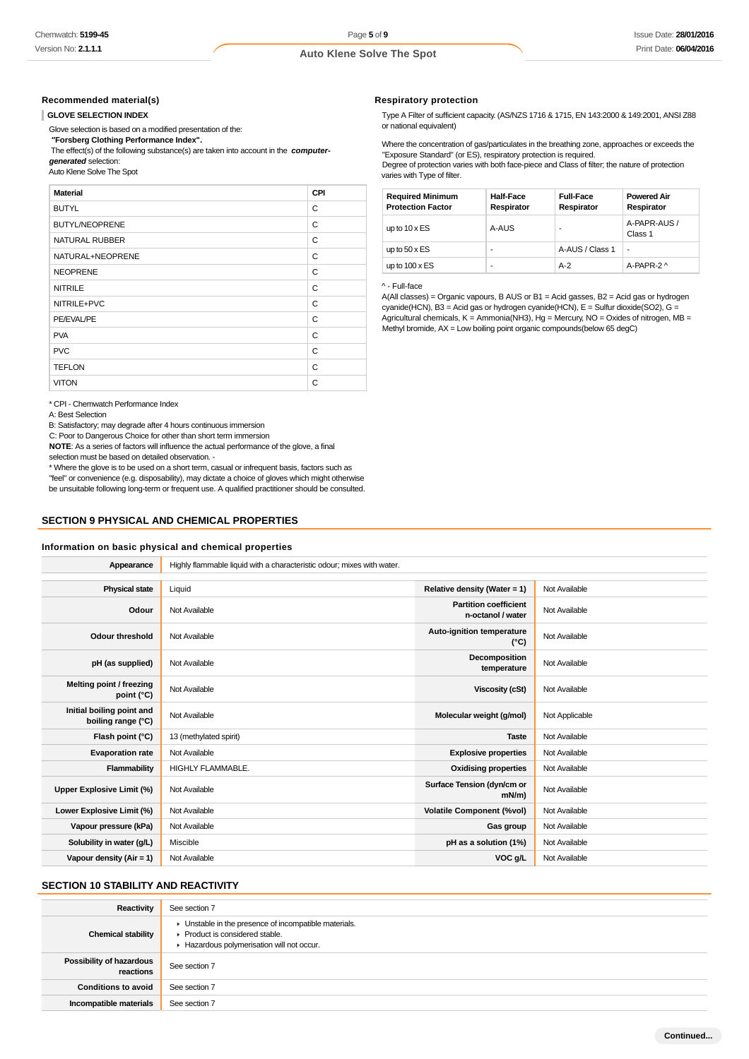### Recommended material(s)

**GLOVE SELECTION INDEX**

Glove selection is based on a modified presentation of the:
**"Forsberg Clothing Performance Index".**
The effect(s) of the following substance(s) are taken into account in the ***computer-generated*** selection:
Auto Klene Solve The Spot

| Material | CPI |
|---|---|
| BUTYL | C |
| BUTYL/NEOPRENE | C |
| NATURAL RUBBER | C |
| NATURAL+NEOPRENE | C |
| NEOPRENE | C |
| NITRILE | C |
| NITRILE+PVC | C |
| PE/EVAL/PE | C |
| PVA | C |
| PVC | C |
| TEFLON | C |
| VITON | C |

* CPI - Chemwatch Performance Index
A: Best Selection
B: Satisfactory; may degrade after 4 hours continuous immersion
C: Poor to Dangerous Choice for other than short term immersion
**NOTE**: As a series of factors will influence the actual performance of the glove, a final selection must be based on detailed observation. -
* Where the glove is to be used on a short term, casual or infrequent basis, factors such as "feel" or convenience (e.g. disposability), may dictate a choice of gloves which might otherwise be unsuitable following long-term or frequent use. A qualified practitioner should be consulted.

### Respiratory protection

Type A Filter of sufficient capacity. (AS/NZS 1716 & 1715, EN 143:2000 & 149:2001, ANSI Z88 or national equivalent)

Where the concentration of gas/particulates in the breathing zone, approaches or exceeds the "Exposure Standard" (or ES), respiratory protection is required.
Degree of protection varies with both face-piece and Class of filter; the nature of protection varies with Type of filter.

| Required Minimum Protection Factor | Half-Face Respirator | Full-Face Respirator | Powered Air Respirator |
|---|---|---|---|
| up to 10 x ES | A-AUS | - | A-PAPR-AUS / Class 1 |
| up to 50 x ES | - | A-AUS / Class 1 | - |
| up to 100 x ES | - | A-2 | A-PAPR-2 ^ |

^ - Full-face
A(All classes) = Organic vapours, B AUS or B1 = Acid gasses, B2 = Acid gas or hydrogen cyanide(HCN), B3 = Acid gas or hydrogen cyanide(HCN), E = Sulfur dioxide($SO_2$), G = Agricultural chemicals, K = Ammonia($NH_3$), Hg = Mercury, NO = Oxides of nitrogen, MB = Methyl bromide, AX = Low boiling point organic compounds(below 65 degC)

## SECTION 9 PHYSICAL AND CHEMICAL PROPERTIES

### Information on basic physical and chemical properties

| | | | |
|---|---|---|---|
| **Appearance** | Highly flammable liquid with a characteristic odour; mixes with water. | | |
| **Physical state** | Liquid | **Relative density (Water = 1)** | Not Available |
| **Odour** | Not Available | **Partition coefficient n-octanol / water** | Not Available |
| **Odour threshold** | Not Available | **Auto-ignition temperature (°C)** | Not Available |
| **pH (as supplied)** | Not Available | **Decomposition temperature** | Not Available |
| **Melting point / freezing point (°C)** | Not Available | **Viscosity (cSt)** | Not Available |
| **Initial boiling point and boiling range (°C)** | Not Available | **Molecular weight (g/mol)** | Not Applicable |
| **Flash point (°C)** | 13 (methylated spirit) | **Taste** | Not Available |
| **Evaporation rate** | Not Available | **Explosive properties** | Not Available |
| **Flammability** | HIGHLY FLAMMABLE. | **Oxidising properties** | Not Available |
| **Upper Explosive Limit (%)** | Not Available | **Surface Tension (dyn/cm or mN/m)** | Not Available |
| **Lower Explosive Limit (%)** | Not Available | **Volatile Component (%vol)** | Not Available |
| **Vapour pressure (kPa)** | Not Available | **Gas group** | Not Available |
| **Solubility in water (g/L)** | Miscible | **pH as a solution (1%)** | Not Available |
| **Vapour density (Air = 1)** | Not Available | **VOC g/L** | Not Available |

## SECTION 10 STABILITY AND REACTIVITY

| | |
|---|---|
| **Reactivity** | See section 7 |
| **Chemical stability** | ▸ Unstable in the presence of incompatible materials.<br>▸ Product is considered stable.<br>▸ Hazardous polymerisation will not occur. |
| **Possibility of hazardous reactions** | See section 7 |
| **Conditions to avoid** | See section 7 |
| **Incompatible materials** | See section 7 |

Continued...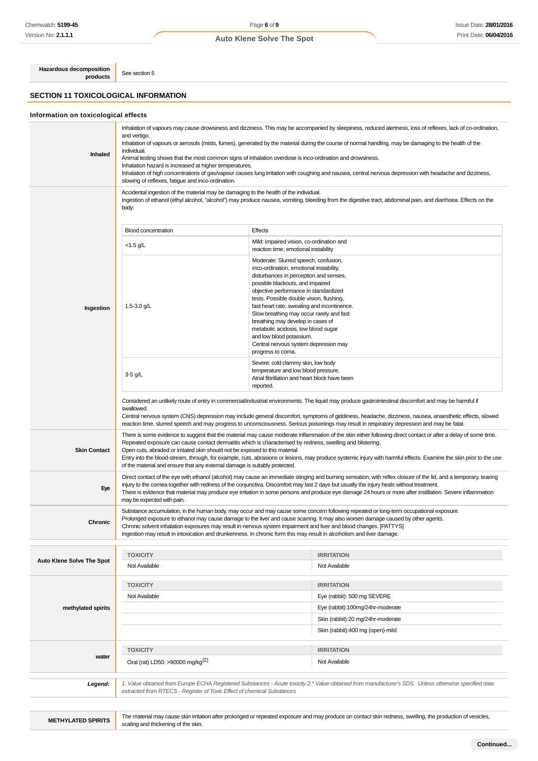| Hazardous decomposition products | See section 5 |
|---|---|

## SECTION 11 TOXICOLOGICAL INFORMATION

### Information on toxicological effects

**Inhaled**

Inhalation of vapours may cause drowsiness and dizziness. This may be accompanied by sleepiness, reduced alertness, loss of reflexes, lack of co-ordination, and vertigo.
Inhalation of vapours or aerosols (mists, fumes), generated by the material during the course of normal handling, may be damaging to the health of the individual.
Animal testing shows that the most common signs of inhalation overdose is inco-ordination and drowsiness.
Inhalation hazard is increased at higher temperatures.
Inhalation of high concentrations of gas/vapour causes lung irritation with coughing and nausea, central nervous depression with headache and dizziness, slowing of reflexes, fatigue and inco-ordination.

**Ingestion**

Accidental ingestion of the material may be damaging to the health of the individual.
Ingestion of ethanol (ethyl alcohol, "alcohol") may produce nausea, vomiting, bleeding from the digestive tract, abdominal pain, and diarrhoea. Effects on the body:

| Blood concentration | Effects |
|---|---|
| <1.5 g/L | Mild: impaired vision, co-ordination and reaction time; emotional instability |
| 1.5-3.0 g/L | Moderate: Slurred speech, confusion, inco-ordination, emotional instability, disturbances in perception and senses, possible blackouts, and impaired objective performance in standardized tests. Possible double vision, flushing, fast heart rate, sweating and incontinence. Slow breathing may occur rarely and fast breathing may develop in cases of metabolic acidosis, low blood sugar and low blood potassium. Central nervous system depression may progress to coma. |
| 3-5 g/L | Severe: cold clammy skin, low body temperature and low blood pressure. Atrial fibrillation and heart block have been reported. |

Considered an unlikely route of entry in commercial/industrial environments. The liquid may produce gastrointestinal discomfort and may be harmful if swallowed.
Central nervous system (CNS) depression may include general discomfort, symptoms of giddiness, headache, dizziness, nausea, anaesthetic effects, slowed reaction time, slurred speech and may progress to unconsciousness. Serious poisonings may result in respiratory depression and may be fatal.

**Skin Contact**

There is some evidence to suggest that the material may cause moderate inflammation of the skin either following direct contact or after a delay of some time. Repeated exposure can cause contact dermatitis which is characterised by redness, swelling and blistering.
Open cuts, abraded or irritated skin should not be exposed to this material
Entry into the blood-stream, through, for example, cuts, abrasions or lesions, may produce systemic injury with harmful effects. Examine the skin prior to the use of the material and ensure that any external damage is suitably protected.

**Eye**

Direct contact of the eye with ethanol (alcohol) may cause an immediate stinging and burning sensation, with reflex closure of the lid, and a temporary, tearing injury to the cornea together with redness of the conjunctiva. Discomfort may last 2 days but usually the injury heals without treatment.
There is evidence that material may produce eye irritation in some persons and produce eye damage 24 hours or more after instillation. Severe inflammation may be expected with pain.

**Chronic**

Substance accumulation, in the human body, may occur and may cause some concern following repeated or long-term occupational exposure.
Prolonged exposure to ethanol may cause damage to the liver and cause scarring. It may also worsen damage caused by other agents.
Chronic solvent inhalation exposures may result in nervous system impairment and liver and blood changes. [PATTYS]
Ingestion may result in intoxication and drunkenness. In chronic form this may result in alcoholism and liver damage.

| | TOXICITY | IRRITATION |
|---|---|---|
| **Auto Klene Solve The Spot** | Not Available | Not Available |
| **methylated spirits** | Not Available | Eye (rabbit): 500 mg SEVERE |
| | | Eye (rabbit):100mg/24hr-moderate |
| | | Skin (rabbit):20 mg/24hr-moderate |
| | | Skin (rabbit):400 mg (open)-mild |
| **water** | Oral (rat) LD50: >90000 mg/kg[2] | Not Available |

***Legend:*** *1. Value obtained from Europe ECHA Registered Substances - Acute toxicity 2.\* Value obtained from manufacturer's SDS. Unless otherwise specified data extracted from RTECS - Register of Toxic Effect of chemical Substances*

| METHYLATED SPIRITS | The material may cause skin irritation after prolonged or repeated exposure and may produce on contact skin redness, swelling, the production of vesicles, scaling and thickening of the skin. |
|---|---|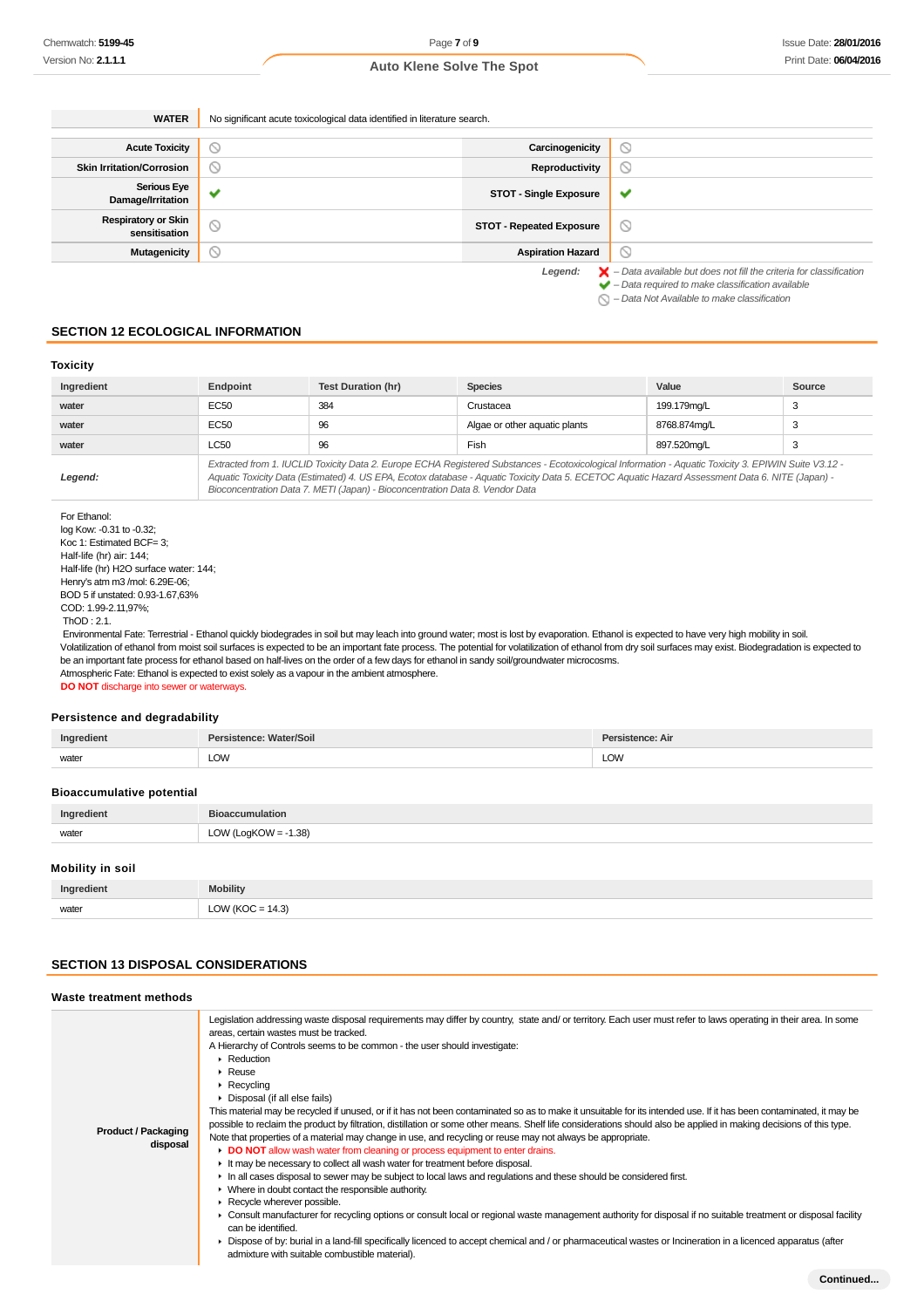| WATER | No significant acute toxicological data identified in literature search. |
|---|---|

| | | | |
|---|---|---|---|
| Acute Toxicity | ⃠ | Carcinogenicity | ⃠ |
| Skin Irritation/Corrosion | ⃠ | Reproductivity | ⃠ |
| Serious Eye Damage/Irritation | ✔ | STOT - Single Exposure | ✔ |
| Respiratory or Skin sensitisation | ⃠ | STOT - Repeated Exposure | ⃠ |
| Mutagenicity | ⃠ | Aspiration Hazard | ⃠ |

*Legend:* ✘ – Data available but does not fill the criteria for classification
✔ – Data required to make classification available
⃠ – Data Not Available to make classification

## SECTION 12 ECOLOGICAL INFORMATION

### Toxicity

| Ingredient | Endpoint | Test Duration (hr) | Species | Value | Source |
|---|---|---|---|---|---|
| water | EC50 | 384 | Crustacea | 199.179mg/L | 3 |
| water | EC50 | 96 | Algae or other aquatic plants | 8768.874mg/L | 3 |
| water | LC50 | 96 | Fish | 897.520mg/L | 3 |
| *Legend:* | *Extracted from 1. IUCLID Toxicity Data 2. Europe ECHA Registered Substances - Ecotoxicological Information - Aquatic Toxicity 3. EPIWIN Suite V3.12 - Aquatic Toxicity Data (Estimated) 4. US EPA, Ecotox database - Aquatic Toxicity Data 5. ECETOC Aquatic Hazard Assessment Data 6. NITE (Japan) - Bioconcentration Data 7. METI (Japan) - Bioconcentration Data 8. Vendor Data* | | | | |

For Ethanol:
log Kow: -0.31 to -0.32;
Koc 1: Estimated BCF= 3;
Half-life (hr) air: 144;
Half-life (hr) H2O surface water: 144;
Henry's atm m3 /mol: 6.29E-06;
BOD 5 if unstated: 0.93-1.67,63%
COD: 1.99-2.11,97%;
ThOD : 2.1.
Environmental Fate: Terrestrial - Ethanol quickly biodegrades in soil but may leach into ground water; most is lost by evaporation. Ethanol is expected to have very high mobility in soil. Volatilization of ethanol from moist soil surfaces is expected to be an important fate process. The potential for volatilization of ethanol from dry soil surfaces may exist. Biodegradation is expected to be an important fate process for ethanol based on half-lives on the order of a few days for ethanol in sandy soil/groundwater microcosms.
Atmospheric Fate: Ethanol is expected to exist solely as a vapour in the ambient atmosphere.
**DO NOT** discharge into sewer or waterways.

### Persistence and degradability

| Ingredient | Persistence: Water/Soil | Persistence: Air |
|---|---|---|
| water | LOW | LOW |

### Bioaccumulative potential

| Ingredient | Bioaccumulation |
|---|---|
| water | LOW (LogKOW = -1.38) |

### Mobility in soil

| Ingredient | Mobility |
|---|---|
| water | LOW (KOC = 14.3) |

## SECTION 13 DISPOSAL CONSIDERATIONS

### Waste treatment methods

**Product / Packaging disposal**

Legislation addressing waste disposal requirements may differ by country, state and/ or territory. Each user must refer to laws operating in their area. In some areas, certain wastes must be tracked.
A Hierarchy of Controls seems to be common - the user should investigate:
- Reduction
- Reuse
- Recycling
- Disposal (if all else fails)

This material may be recycled if unused, or if it has not been contaminated so as to make it unsuitable for its intended use. If it has been contaminated, it may be possible to reclaim the product by filtration, distillation or some other means. Shelf life considerations should also be applied in making decisions of this type. Note that properties of a material may change in use, and recycling or reuse may not always be appropriate.
- **DO NOT** allow wash water from cleaning or process equipment to enter drains.
- It may be necessary to collect all wash water for treatment before disposal.
- In all cases disposal to sewer may be subject to local laws and regulations and these should be considered first.
- Where in doubt contact the responsible authority.
- Recycle wherever possible.
- Consult manufacturer for recycling options or consult local or regional waste management authority for disposal if no suitable treatment or disposal facility can be identified.
- Dispose of by: burial in a land-fill specifically licenced to accept chemical and / or pharmaceutical wastes or Incineration in a licenced apparatus (after admixture with suitable combustible material).

**Continued...**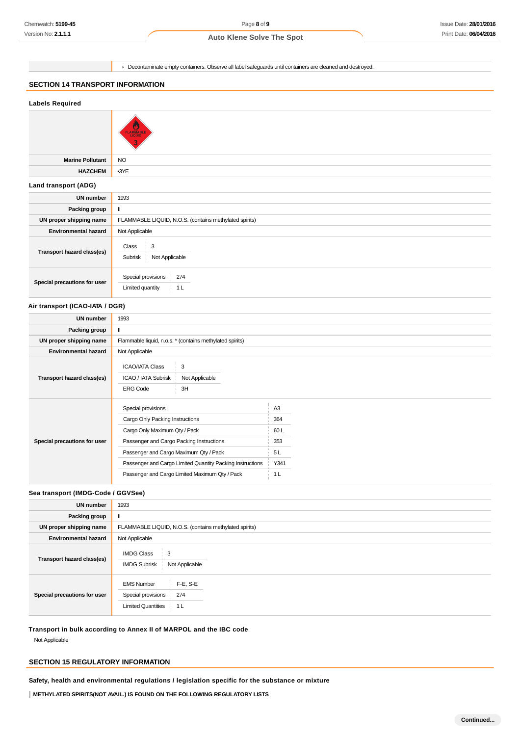| | |
|---|---|
| | ▸ Decontaminate empty containers. Observe all label safeguards until containers are cleaned and destroyed. |

## SECTION 14 TRANSPORT INFORMATION

### Labels Required

| | |
|---|---|
| | |
| **Marine Pollutant** | NO |
| **HAZCHEM** | •3YE |

### Land transport (ADG)

| | |
|---|---|
| **UN number** | 1993 |
| **Packing group** | II |
| **UN proper shipping name** | FLAMMABLE LIQUID, N.O.S. (contains methylated spirits) |
| **Environmental hazard** | Not Applicable |
| **Transport hazard class(es)** | Class: 3<br>Subrisk: Not Applicable |
| **Special precautions for user** | Special provisions: 274<br>Limited quantity: 1 L |

### Air transport (ICAO-IATA / DGR)

| | |
|---|---|
| **UN number** | 1993 |
| **Packing group** | II |
| **UN proper shipping name** | Flammable liquid, n.o.s. * (contains methylated spirits) |
| **Environmental hazard** | Not Applicable |
| **Transport hazard class(es)** | ICAO/IATA Class: 3<br>ICAO / IATA Subrisk: Not Applicable<br>ERG Code: 3H |
| **Special precautions for user** | Special provisions: A3<br>Cargo Only Packing Instructions: 364<br>Cargo Only Maximum Qty / Pack: 60 L<br>Passenger and Cargo Packing Instructions: 353<br>Passenger and Cargo Maximum Qty / Pack: 5 L<br>Passenger and Cargo Limited Quantity Packing Instructions: Y341<br>Passenger and Cargo Limited Maximum Qty / Pack: 1 L |

### Sea transport (IMDG-Code / GGVSee)

| | |
|---|---|
| **UN number** | 1993 |
| **Packing group** | II |
| **UN proper shipping name** | FLAMMABLE LIQUID, N.O.S. (contains methylated spirits) |
| **Environmental hazard** | Not Applicable |
| **Transport hazard class(es)** | IMDG Class: 3<br>IMDG Subrisk: Not Applicable |
| **Special precautions for user** | EMS Number: F-E, S-E<br>Special provisions: 274<br>Limited Quantities: 1 L |

### Transport in bulk according to Annex II of MARPOL and the IBC code

Not Applicable

## SECTION 15 REGULATORY INFORMATION

### Safety, health and environmental regulations / legislation specific for the substance or mixture

**METHYLATED SPIRITS(NOT AVAIL.) IS FOUND ON THE FOLLOWING REGULATORY LISTS**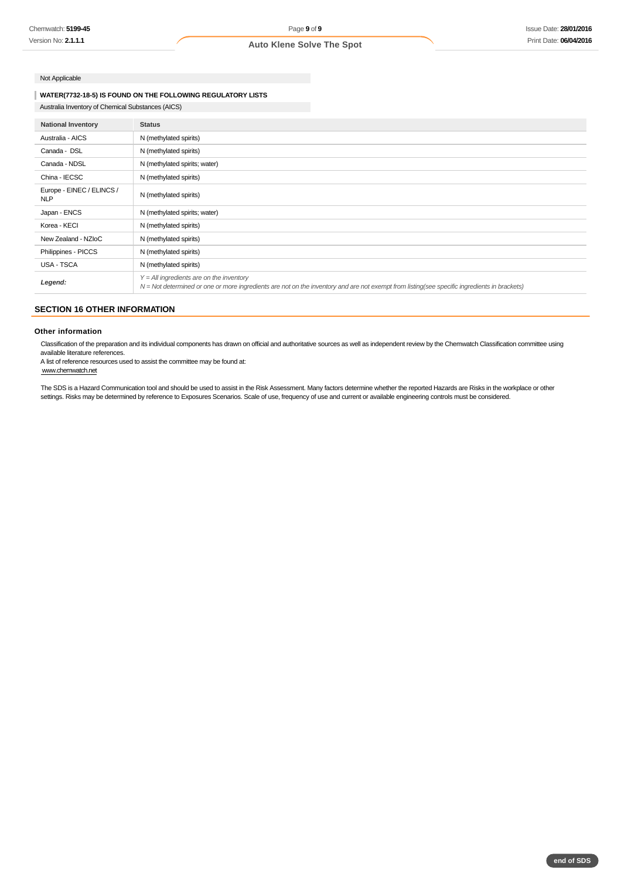Not Applicable

**WATER(7732-18-5) IS FOUND ON THE FOLLOWING REGULATORY LISTS**

Australia Inventory of Chemical Substances (AICS)

| National Inventory | Status |
|---|---|
| Australia - AICS | N (methylated spirits) |
| Canada - DSL | N (methylated spirits) |
| Canada - NDSL | N (methylated spirits; water) |
| China - IECSC | N (methylated spirits) |
| Europe - EINEC / ELINCS / NLP | N (methylated spirits) |
| Japan - ENCS | N (methylated spirits; water) |
| Korea - KECI | N (methylated spirits) |
| New Zealand - NZIoC | N (methylated spirits) |
| Philippines - PICCS | N (methylated spirits) |
| USA - TSCA | N (methylated spirits) |
| ***Legend:*** | *Y = All ingredients are on the inventory*<br>*N = Not determined or one or more ingredients are not on the inventory and are not exempt from listing(see specific ingredients in brackets)* |

## SECTION 16 OTHER INFORMATION

### Other information

Classification of the preparation and its individual components has drawn on official and authoritative sources as well as independent review by the Chemwatch Classification committee using available literature references.
A list of reference resources used to assist the committee may be found at:
www.chemwatch.net

The SDS is a Hazard Communication tool and should be used to assist in the Risk Assessment. Many factors determine whether the reported Hazards are Risks in the workplace or other settings. Risks may be determined by reference to Exposures Scenarios. Scale of use, frequency of use and current or available engineering controls must be considered.

**end of SDS**